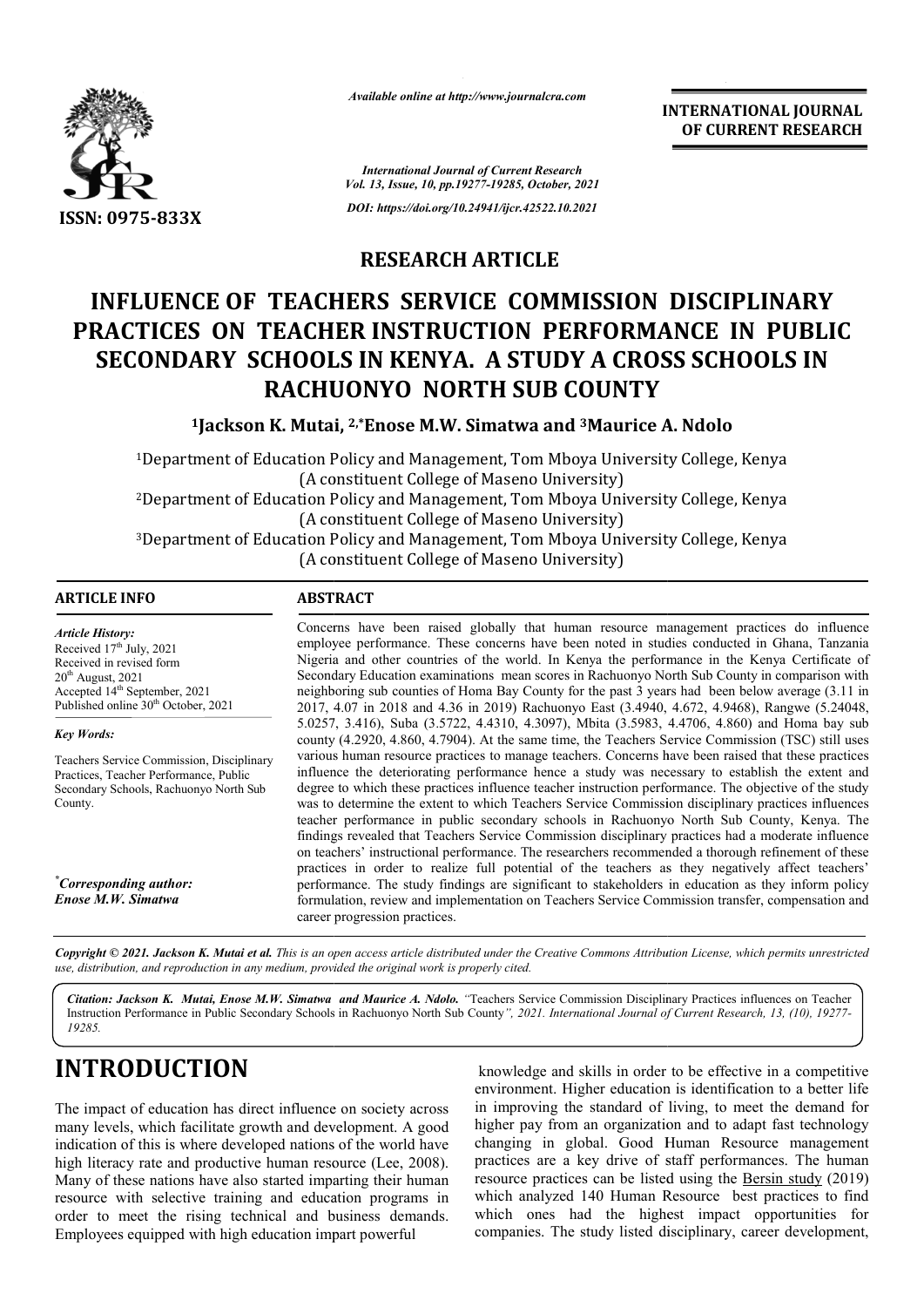*Available online at http://www.journalcra.com*

*International Journal of Current Research*
*Vol. 13, Issue, 10, pp.19277-19285, October, 2021*

*DOI: https://doi.org/10.24941/ijcr.42522.10.2021*

**INTERNATIONAL JOURNAL OF CURRENT RESEARCH**

ISSN: 0975-833X

## RESEARCH ARTICLE

# INFLUENCE OF TEACHERS SERVICE COMMISSION DISCIPLINARY PRACTICES ON TEACHER INSTRUCTION PERFORMANCE IN PUBLIC SECONDARY SCHOOLS IN KENYA. A STUDY A CROSS SCHOOLS IN RACHUONYO NORTH SUB COUNTY

**[1]Jackson K. Mutai, [2,*]Enose M.W. Simatwa and [3]Maurice A. Ndolo**

[1]Department of Education Policy and Management, Tom Mboya University College, Kenya (A constituent College of Maseno University)

[2]Department of Education Policy and Management, Tom Mboya University College, Kenya (A constituent College of Maseno University)

[3]Department of Education Policy and Management, Tom Mboya University College, Kenya (A constituent College of Maseno University)

**ARTICLE INFO**

*Article History:*
Received 17th July, 2021
Received in revised form 20th August, 2021
Accepted 14th September, 2021
Published online 30th October, 2021

*Key Words:*
Teachers Service Commission, Disciplinary Practices, Teacher Performance, Public Secondary Schools, Rachuonyo North Sub County.

*\*Corresponding author:*
*Enose M.W. Simatwa*

**ABSTRACT**

Concerns have been raised globally that human resource management practices do influence employee performance. These concerns have been noted in studies conducted in Ghana, Tanzania Nigeria and other countries of the world. In Kenya the performance in the Kenya Certificate of Secondary Education examinations mean scores in Rachuonyo North Sub County in comparison with neighboring sub counties of Homa Bay County for the past 3 years had been below average (3.11 in 2017, 4.07 in 2018 and 4.36 in 2019) Rachuonyo East (3.4940, 4.672, 4.9468), Rangwe (5.24048, 5.0257, 3.416), Suba (3.5722, 4.4310, 4.3097), Mbita (3.5983, 4.4706, 4.860) and Homa bay sub county (4.2920, 4.860, 4.7904). At the same time, the Teachers Service Commission (TSC) still uses various human resource practices to manage teachers. Concerns have been raised that these practices influence the deteriorating performance hence a study was necessary to establish the extent and degree to which these practices influence teacher instruction performance. The objective of the study was to determine the extent to which Teachers Service Commission disciplinary practices influences teacher performance in public secondary schools in Rachuonyo North Sub County, Kenya. The findings revealed that Teachers Service Commission disciplinary practices had a moderate influence on teachers' instructional performance. The researchers recommended a thorough refinement of these practices in order to realize full potential of the teachers as they negatively affect teachers' performance. The study findings are significant to stakeholders in education as they inform policy formulation, review and implementation on Teachers Service Commission transfer, compensation and career progression practices.

*Copyright © 2021. Jackson K. Mutai et al. This is an open access article distributed under the Creative Commons Attribution License, which permits unrestricted use, distribution, and reproduction in any medium, provided the original work is properly cited.*

*Citation: Jackson K. Mutai, Enose M.W. Simatwa and Maurice A. Ndolo. "Teachers Service Commission Disciplinary Practices influences on Teacher Instruction Performance in Public Secondary Schools in Rachuonyo North Sub County", 2021. International Journal of Current Research, 13, (10), 19277-19285.*

# INTRODUCTION

The impact of education has direct influence on society across many levels, which facilitate growth and development. A good indication of this is where developed nations of the world have high literacy rate and productive human resource (Lee, 2008). Many of these nations have also started imparting their human resource with selective training and education programs in order to meet the rising technical and business demands. Employees equipped with high education impart powerful knowledge and skills in order to be effective in a competitive environment. Higher education is identification to a better life in improving the standard of living, to meet the demand for higher pay from an organization and to adapt fast technology changing in global. Good Human Resource management practices are a key drive of staff performances. The human resource practices can be listed using the Bersin study (2019) which analyzed 140 Human Resource best practices to find which ones had the highest impact opportunities for companies. The study listed disciplinary, career development,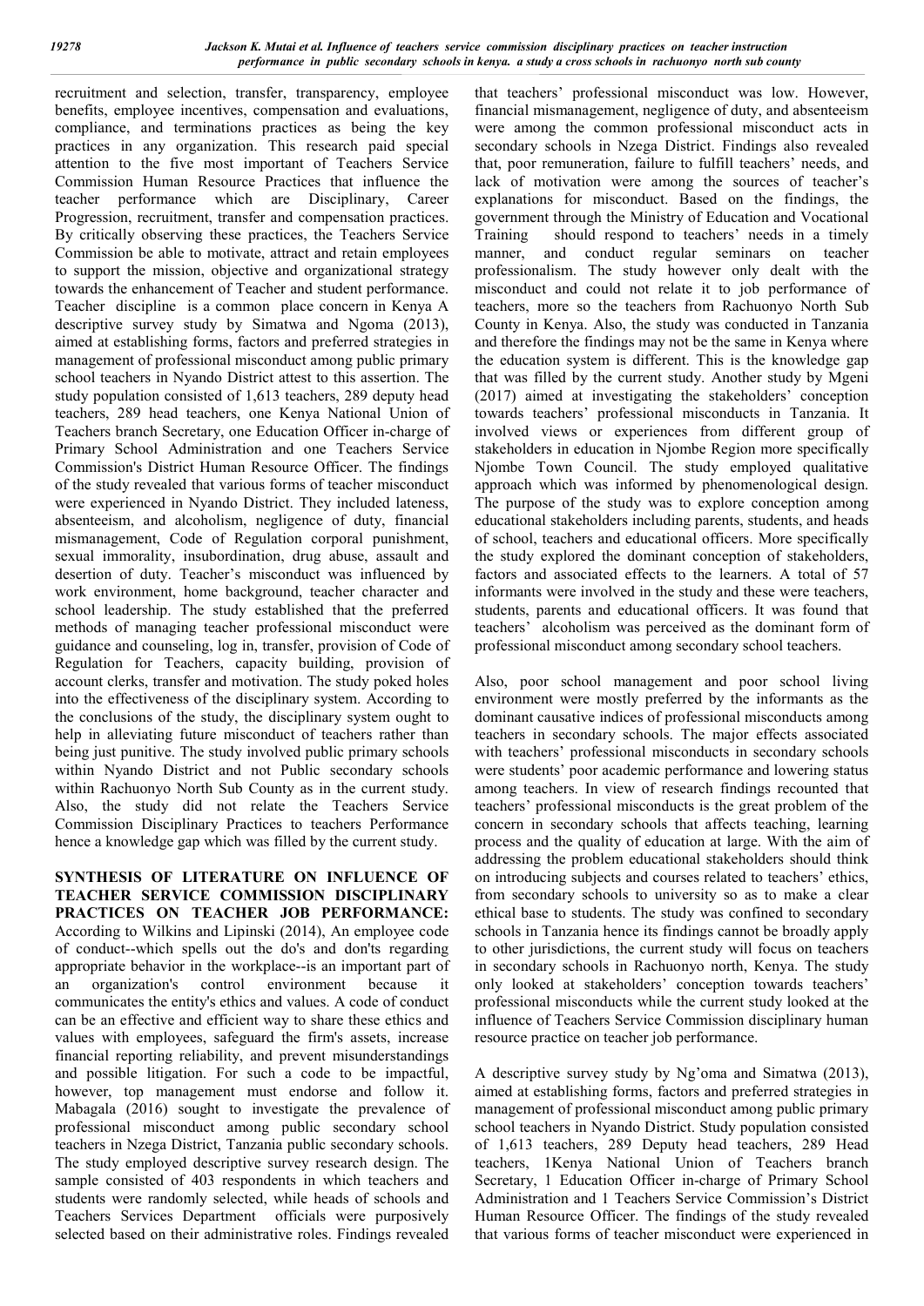recruitment and selection, transfer, transparency, employee benefits, employee incentives, compensation and evaluations, compliance, and terminations practices as being the key practices in any organization. This research paid special attention to the five most important of Teachers Service Commission Human Resource Practices that influence the teacher performance which are Disciplinary, Career Progression, recruitment, transfer and compensation practices. By critically observing these practices, the Teachers Service Commission be able to motivate, attract and retain employees to support the mission, objective and organizational strategy towards the enhancement of Teacher and student performance. Teacher discipline is a common place concern in Kenya A descriptive survey study by Simatwa and Ngoma (2013), aimed at establishing forms, factors and preferred strategies in management of professional misconduct among public primary school teachers in Nyando District attest to this assertion. The study population consisted of 1,613 teachers, 289 deputy head teachers, 289 head teachers, one Kenya National Union of Teachers branch Secretary, one Education Officer in-charge of Primary School Administration and one Teachers Service Commission's District Human Resource Officer. The findings of the study revealed that various forms of teacher misconduct were experienced in Nyando District. They included lateness, absenteeism, and alcoholism, negligence of duty, financial mismanagement, Code of Regulation corporal punishment, sexual immorality, insubordination, drug abuse, assault and desertion of duty. Teacher's misconduct was influenced by work environment, home background, teacher character and school leadership. The study established that the preferred methods of managing teacher professional misconduct were guidance and counseling, log in, transfer, provision of Code of Regulation for Teachers, capacity building, provision of account clerks, transfer and motivation. The study poked holes into the effectiveness of the disciplinary system. According to the conclusions of the study, the disciplinary system ought to help in alleviating future misconduct of teachers rather than being just punitive. The study involved public primary schools within Nyando District and not Public secondary schools within Rachuonyo North Sub County as in the current study. Also, the study did not relate the Teachers Service Commission Disciplinary Practices to teachers Performance hence a knowledge gap which was filled by the current study.

**SYNTHESIS OF LITERATURE ON INFLUENCE OF TEACHER SERVICE COMMISSION DISCIPLINARY PRACTICES ON TEACHER JOB PERFORMANCE:** According to Wilkins and Lipinski (2014), An employee code of conduct--which spells out the do's and don'ts regarding appropriate behavior in the workplace--is an important part of an organization's control environment because it communicates the entity's ethics and values. A code of conduct can be an effective and efficient way to share these ethics and values with employees, safeguard the firm's assets, increase financial reporting reliability, and prevent misunderstandings and possible litigation. For such a code to be impactful, however, top management must endorse and follow it. Mabagala (2016) sought to investigate the prevalence of professional misconduct among public secondary school teachers in Nzega District, Tanzania public secondary schools. The study employed descriptive survey research design. The sample consisted of 403 respondents in which teachers and students were randomly selected, while heads of schools and Teachers Services Department officials were purposively selected based on their administrative roles. Findings revealed that teachers' professional misconduct was low. However, financial mismanagement, negligence of duty, and absenteeism were among the common professional misconduct acts in secondary schools in Nzega District. Findings also revealed that, poor remuneration, failure to fulfill teachers' needs, and lack of motivation were among the sources of teacher's explanations for misconduct. Based on the findings, the government through the Ministry of Education and Vocational Training should respond to teachers' needs in a timely manner, and conduct regular seminars on teacher professionalism. The study however only dealt with the misconduct and could not relate it to job performance of teachers, more so the teachers from Rachuonyo North Sub County in Kenya. Also, the study was conducted in Tanzania and therefore the findings may not be the same in Kenya where the education system is different. This is the knowledge gap that was filled by the current study. Another study by Mgeni (2017) aimed at investigating the stakeholders' conception towards teachers' professional misconducts in Tanzania. It involved views or experiences from different group of stakeholders in education in Njombe Region more specifically Njombe Town Council. The study employed qualitative approach which was informed by phenomenological design. The purpose of the study was to explore conception among educational stakeholders including parents, students, and heads of school, teachers and educational officers. More specifically the study explored the dominant conception of stakeholders, factors and associated effects to the learners. A total of 57 informants were involved in the study and these were teachers, students, parents and educational officers. It was found that teachers' alcoholism was perceived as the dominant form of professional misconduct among secondary school teachers.

Also, poor school management and poor school living environment were mostly preferred by the informants as the dominant causative indices of professional misconducts among teachers in secondary schools. The major effects associated with teachers' professional misconducts in secondary schools were students' poor academic performance and lowering status among teachers. In view of research findings recounted that teachers' professional misconducts is the great problem of the concern in secondary schools that affects teaching, learning process and the quality of education at large. With the aim of addressing the problem educational stakeholders should think on introducing subjects and courses related to teachers' ethics, from secondary schools to university so as to make a clear ethical base to students. The study was confined to secondary schools in Tanzania hence its findings cannot be broadly apply to other jurisdictions, the current study will focus on teachers in secondary schools in Rachuonyo north, Kenya. The study only looked at stakeholders' conception towards teachers' professional misconducts while the current study looked at the influence of Teachers Service Commission disciplinary human resource practice on teacher job performance.

A descriptive survey study by Ng'oma and Simatwa (2013), aimed at establishing forms, factors and preferred strategies in management of professional misconduct among public primary school teachers in Nyando District. Study population consisted of 1,613 teachers, 289 Deputy head teachers, 289 Head teachers, 1Kenya National Union of Teachers branch Secretary, 1 Education Officer in-charge of Primary School Administration and 1 Teachers Service Commission's District Human Resource Officer. The findings of the study revealed that various forms of teacher misconduct were experienced in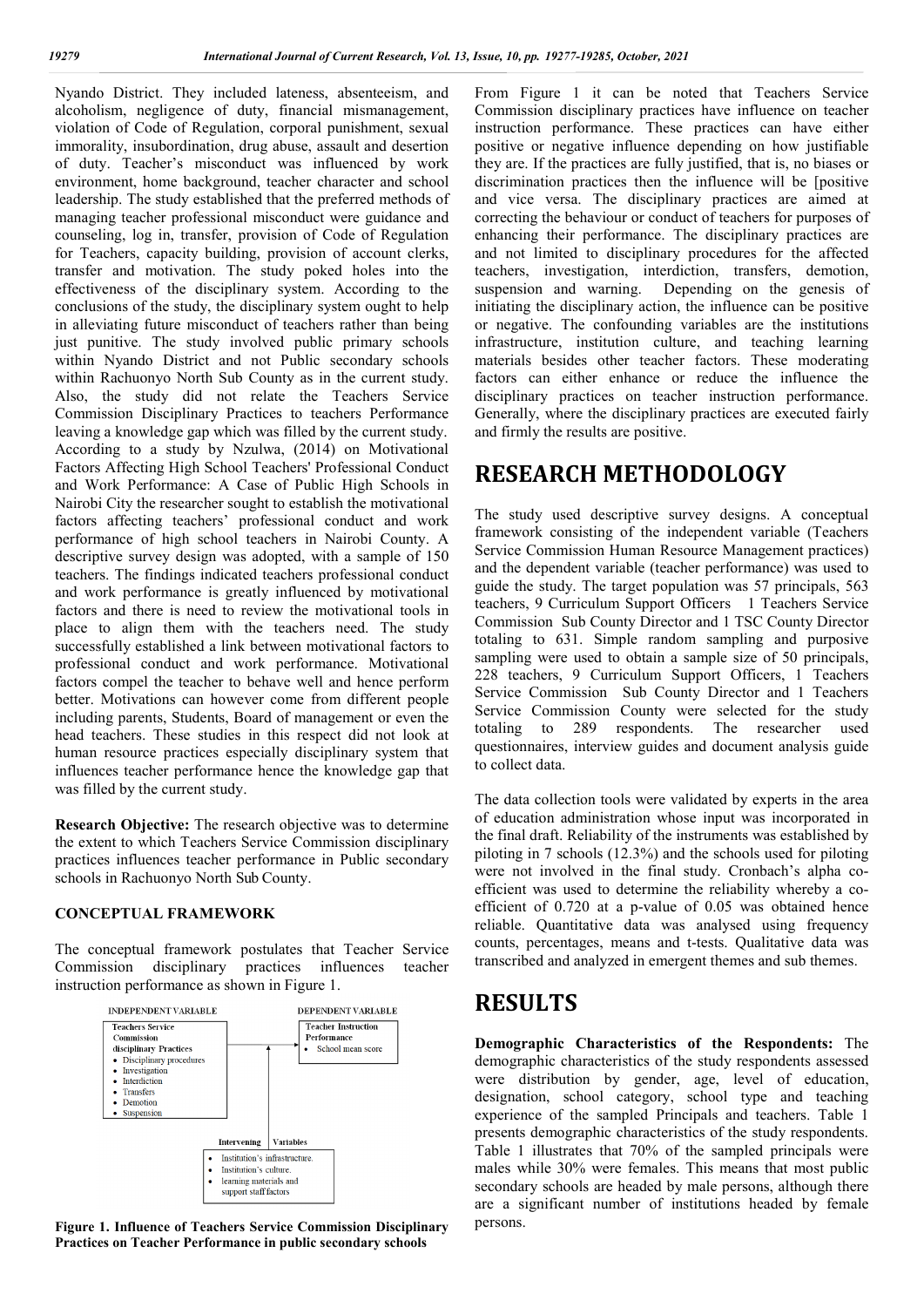Nyando District. They included lateness, absenteeism, and alcoholism, negligence of duty, financial mismanagement, violation of Code of Regulation, corporal punishment, sexual immorality, insubordination, drug abuse, assault and desertion of duty. Teacher's misconduct was influenced by work environment, home background, teacher character and school leadership. The study established that the preferred methods of managing teacher professional misconduct were guidance and counseling, log in, transfer, provision of Code of Regulation for Teachers, capacity building, provision of account clerks, transfer and motivation. The study poked holes into the effectiveness of the disciplinary system. According to the conclusions of the study, the disciplinary system ought to help in alleviating future misconduct of teachers rather than being just punitive. The study involved public primary schools within Nyando District and not Public secondary schools within Rachuonyo North Sub County as in the current study. Also, the study did not relate the Teachers Service Commission Disciplinary Practices to teachers Performance leaving a knowledge gap which was filled by the current study. According to a study by Nzulwa, (2014) on Motivational Factors Affecting High School Teachers' Professional Conduct and Work Performance: A Case of Public High Schools in Nairobi City the researcher sought to establish the motivational factors affecting teachers' professional conduct and work performance of high school teachers in Nairobi County. A descriptive survey design was adopted, with a sample of 150 teachers. The findings indicated teachers professional conduct and work performance is greatly influenced by motivational factors and there is need to review the motivational tools in place to align them with the teachers need. The study successfully established a link between motivational factors to professional conduct and work performance. Motivational factors compel the teacher to behave well and hence perform better. Motivations can however come from different people including parents, Students, Board of management or even the head teachers. These studies in this respect did not look at human resource practices especially disciplinary system that influences teacher performance hence the knowledge gap that was filled by the current study.

**Research Objective:** The research objective was to determine the extent to which Teachers Service Commission disciplinary practices influences teacher performance in Public secondary schools in Rachuonyo North Sub County.

### CONCEPTUAL FRAMEWORK

The conceptual framework postulates that Teacher Service Commission disciplinary practices influences teacher instruction performance as shown in Figure 1.

INDEPENDENT VARIABLE

**Teachers Service Commission disciplinary Practices**
- Disciplinary procedures
- Investigation
- Interdiction
- Transfers
- Demotion
- Suspension

DEPENDENT VARIABLE

**Teacher Instruction Performance**
- School mean score

**Intervening Variables**
- Institution's infrastructure.
- Institution's culture.
- learning materials and support staff factors

**Figure 1. Influence of Teachers Service Commission Disciplinary Practices on Teacher Performance in public secondary schools**

From Figure 1 it can be noted that Teachers Service Commission disciplinary practices have influence on teacher instruction performance. These practices can have either positive or negative influence depending on how justifiable they are. If the practices are fully justified, that is, no biases or discrimination practices then the influence will be [positive and vice versa. The disciplinary practices are aimed at correcting the behaviour or conduct of teachers for purposes of enhancing their performance. The disciplinary practices are and not limited to disciplinary procedures for the affected teachers, investigation, interdiction, transfers, demotion, suspension and warning. Depending on the genesis of initiating the disciplinary action, the influence can be positive or negative. The confounding variables are the institutions infrastructure, institution culture, and teaching learning materials besides other teacher factors. These moderating factors can either enhance or reduce the influence the disciplinary practices on teacher instruction performance. Generally, where the disciplinary practices are executed fairly and firmly the results are positive.

## RESEARCH METHODOLOGY

The study used descriptive survey designs. A conceptual framework consisting of the independent variable (Teachers Service Commission Human Resource Management practices) and the dependent variable (teacher performance) was used to guide the study. The target population was 57 principals, 563 teachers, 9 Curriculum Support Officers 1 Teachers Service Commission Sub County Director and 1 TSC County Director totaling to 631. Simple random sampling and purposive sampling were used to obtain a sample size of 50 principals, 228 teachers, 9 Curriculum Support Officers, 1 Teachers Service Commission Sub County Director and 1 Teachers Service Commission County were selected for the study totaling to 289 respondents. The researcher used questionnaires, interview guides and document analysis guide to collect data.

The data collection tools were validated by experts in the area of education administration whose input was incorporated in the final draft. Reliability of the instruments was established by piloting in 7 schools (12.3%) and the schools used for piloting were not involved in the final study. Cronbach's alpha co-efficient was used to determine the reliability whereby a co-efficient of 0.720 at a p-value of 0.05 was obtained hence reliable. Quantitative data was analysed using frequency counts, percentages, means and t-tests. Qualitative data was transcribed and analyzed in emergent themes and sub themes.

## RESULTS

**Demographic Characteristics of the Respondents:** The demographic characteristics of the study respondents assessed were distribution by gender, age, level of education, designation, school category, school type and teaching experience of the sampled Principals and teachers. Table 1 presents demographic characteristics of the study respondents. Table 1 illustrates that 70% of the sampled principals were males while 30% were females. This means that most public secondary schools are headed by male persons, although there are a significant number of institutions headed by female persons.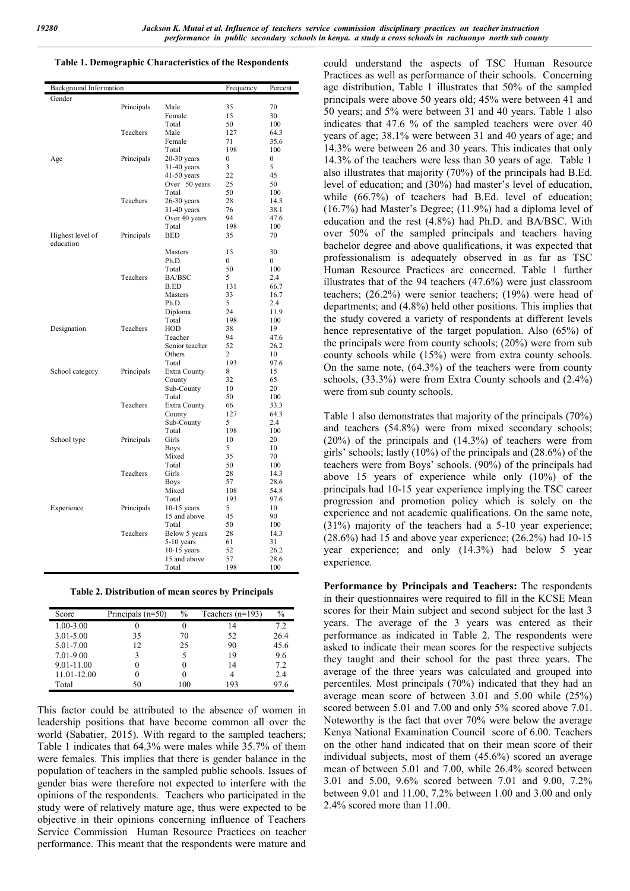**Table 1. Demographic Characteristics of the Respondents**

| Background Information | | | Frequency | Percent |
|---|---|---|---|---|
| Gender | | | | |
| | Principals | Male | 35 | 70 |
| | | Female | 15 | 30 |
| | | Total | 50 | 100 |
| | Teachers | Male | 127 | 64.3 |
| | | Female | 71 | 35.6 |
| | | Total | 198 | 100 |
| Age | Principals | 20-30 years | 0 | 0 |
| | | 31-40 years | 3 | 5 |
| | | 41-50 years | 22 | 45 |
| | | Over 50 years | 25 | 50 |
| | | Total | 50 | 100 |
| | Teachers | 26-30 years | 28 | 14.3 |
| | | 31-40 years | 76 | 38.1 |
| | | Over 40 years | 94 | 47.6 |
| | | Total | 198 | 100 |
| Highest level of education | Principals | BED | 35 | 70 |
| | | Masters | 15 | 30 |
| | | Ph.D. | 0 | 0 |
| | | Total | 50 | 100 |
| | Teachers | BA/BSC | 5 | 2.4 |
| | | B.ED | 131 | 66.7 |
| | | Masters | 33 | 16.7 |
| | | Ph.D. | 5 | 2.4 |
| | | Diploma | 24 | 11.9 |
| | | Total | 198 | 100 |
| Designation | Teachers | HOD | 38 | 19 |
| | | Teacher | 94 | 47.6 |
| | | Senior teacher | 52 | 26.2 |
| | | Others | 2 | 10 |
| | | Total | 193 | 97.6 |
| School category | Principals | Extra County | 8 | 15 |
| | | County | 32 | 65 |
| | | Sub-County | 10 | 20 |
| | | Total | 50 | 100 |
| | Teachers | Extra County | 66 | 33.3 |
| | | County | 127 | 64.3 |
| | | Sub-County | 5 | 2.4 |
| | | Total | 198 | 100 |
| School type | Principals | Girls | 10 | 20 |
| | | Boys | 5 | 10 |
| | | Mixed | 35 | 70 |
| | | Total | 50 | 100 |
| | Teachers | Girls | 28 | 14.3 |
| | | Boys | 57 | 28.6 |
| | | Mixed | 108 | 54.8 |
| | | Total | 193 | 97.6 |
| Experience | Principals | 10-15 years | 5 | 10 |
| | | 15 and above | 45 | 90 |
| | | Total | 50 | 100 |
| | Teachers | Below 5 years | 28 | 14.3 |
| | | 5-10 years | 61 | 31 |
| | | 10-15 years | 52 | 26.2 |
| | | 15 and above | 57 | 28.6 |
| | | Total | 198 | 100 |

**Table 2. Distribution of mean scores by Principals**

| Score | Principals (n=50) | % | Teachers (n=193) | % |
|---|---|---|---|---|
| 1.00-3.00 | 0 | 0 | 14 | 7.2 |
| 3.01-5.00 | 35 | 70 | 52 | 26.4 |
| 5.01-7.00 | 12 | 25 | 90 | 45.6 |
| 7.01-9.00 | 3 | 5 | 19 | 9.6 |
| 9.01-11.00 | 0 | 0 | 14 | 7.2 |
| 11.01-12.00 | 0 | 0 | 4 | 2.4 |
| Total | 50 | 100 | 193 | 97.6 |

This factor could be attributed to the absence of women in leadership positions that have become common all over the world (Sabatier, 2015). With regard to the sampled teachers; Table 1 indicates that 64.3% were males while 35.7% of them were females. This implies that there is gender balance in the population of teachers in the sampled public schools. Issues of gender bias were therefore not expected to interfere with the opinions of the respondents. Teachers who participated in the study were of relatively mature age, thus were expected to be objective in their opinions concerning influence of Teachers Service Commission Human Resource Practices on teacher performance. This meant that the respondents were mature and could understand the aspects of TSC Human Resource Practices as well as performance of their schools. Concerning age distribution, Table 1 illustrates that 50% of the sampled principals were above 50 years old; 45% were between 41 and 50 years; and 5% were between 31 and 40 years. Table 1 also indicates that 47.6 % of the sampled teachers were over 40 years of age; 38.1% were between 31 and 40 years of age; and 14.3% were between 26 and 30 years. This indicates that only 14.3% of the teachers were less than 30 years of age. Table 1 also illustrates that majority (70%) of the principals had B.Ed. level of education; and (30%) had master's level of education, while (66.7%) of teachers had B.Ed. level of education; (16.7%) had Master's Degree; (11.9%) had a diploma level of education and the rest (4.8%) had Ph.D. and BA/BSC. With over 50% of the sampled principals and teachers having bachelor degree and above qualifications, it was expected that professionalism is adequately observed in as far as TSC Human Resource Practices are concerned. Table 1 further illustrates that of the 94 teachers (47.6%) were just classroom teachers; (26.2%) were senior teachers; (19%) were head of departments; and (4.8%) held other positions. This implies that the study covered a variety of respondents at different levels hence representative of the target population. Also (65%) of the principals were from county schools; (20%) were from sub county schools while (15%) were from extra county schools. On the same note, (64.3%) of the teachers were from county schools, (33.3%) were from Extra County schools and (2.4%) were from sub county schools.

Table 1 also demonstrates that majority of the principals (70%) and teachers (54.8%) were from mixed secondary schools; (20%) of the principals and (14.3%) of teachers were from girls' schools; lastly (10%) of the principals and (28.6%) of the teachers were from Boys' schools. (90%) of the principals had above 15 years of experience while only (10%) of the principals had 10-15 year experience implying the TSC career progression and promotion policy which is solely on the experience and not academic qualifications. On the same note, (31%) majority of the teachers had a 5-10 year experience; (28.6%) had 15 and above year experience; (26.2%) had 10-15 year experience; and only (14.3%) had below 5 year experience.

**Performance by Principals and Teachers:** The respondents in their questionnaires were required to fill in the KCSE Mean scores for their Main subject and second subject for the last 3 years. The average of the 3 years was entered as their performance as indicated in Table 2. The respondents were asked to indicate their mean scores for the respective subjects they taught and their school for the past three years. The average of the three years was calculated and grouped into percentiles. Most principals (70%) indicated that they had an average mean score of between 3.01 and 5.00 while (25%) scored between 5.01 and 7.00 and only 5% scored above 7.01. Noteworthy is the fact that over 70% were below the average Kenya National Examination Council score of 6.00. Teachers on the other hand indicated that on their mean score of their individual subjects, most of them (45.6%) scored an average mean of between 5.01 and 7.00, while 26.4% scored between 3.01 and 5.00, 9.6% scored between 7.01 and 9.00, 7.2% between 9.01 and 11.00, 7.2% between 1.00 and 3.00 and only 2.4% scored more than 11.00.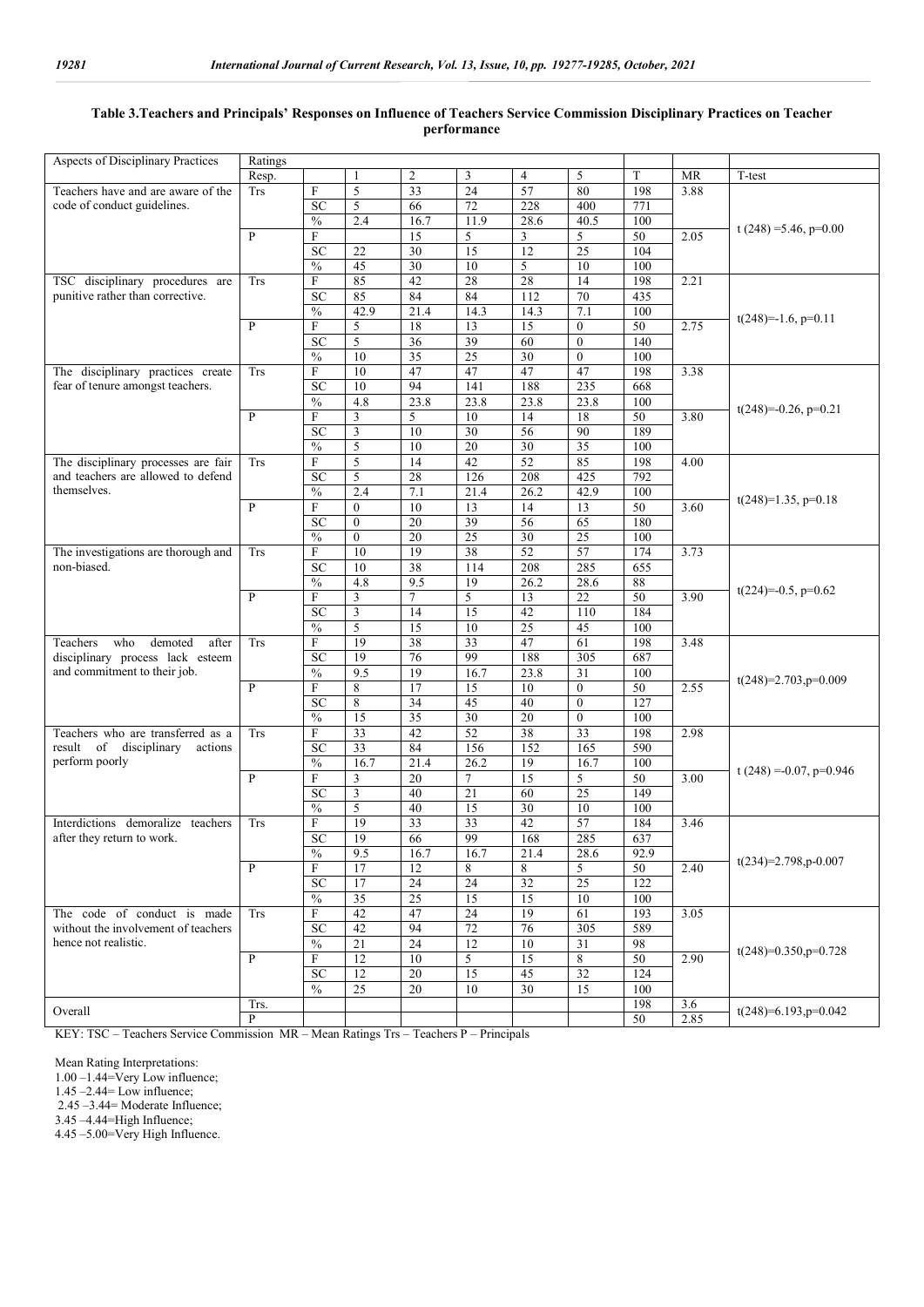**Table 3.Teachers and Principals' Responses on Influence of Teachers Service Commission Disciplinary Practices on Teacher performance**

| Aspects of Disciplinary Practices | Ratings | | | | | | | | | |
|---|---|---|---|---|---|---|---|---|---|---|
| | Resp. | | 1 | 2 | 3 | 4 | 5 | T | MR | T-test |
| Teachers have and are aware of the code of conduct guidelines. | Trs | F | 5 | 33 | 24 | 57 | 80 | 198 | 3.88 | t (248) =5.46, p=0.00 |
| | | SC | 5 | 66 | 72 | 228 | 400 | 771 | | |
| | | % | 2.4 | 16.7 | 11.9 | 28.6 | 40.5 | 100 | | |
| | P | F | | 15 | 5 | 3 | 5 | 50 | 2.05 | |
| | | SC | 22 | 30 | 15 | 12 | 25 | 104 | | |
| | | % | 45 | 30 | 10 | 5 | 10 | 100 | | |
| TSC disciplinary procedures are punitive rather than corrective. | Trs | F | 85 | 42 | 28 | 28 | 14 | 198 | 2.21 | t(248)=-1.6, p=0.11 |
| | | SC | 85 | 84 | 84 | 112 | 70 | 435 | | |
| | | % | 42.9 | 21.4 | 14.3 | 14.3 | 7.1 | 100 | | |
| | P | F | 5 | 18 | 13 | 15 | 0 | 50 | 2.75 | |
| | | SC | 5 | 36 | 39 | 60 | 0 | 140 | | |
| | | % | 10 | 35 | 25 | 30 | 0 | 100 | | |
| The disciplinary practices create fear of tenure amongst teachers. | Trs | F | 10 | 47 | 47 | 47 | 47 | 198 | 3.38 | t(248)=-0.26, p=0.21 |
| | | SC | 10 | 94 | 141 | 188 | 235 | 668 | | |
| | | % | 4.8 | 23.8 | 23.8 | 23.8 | 23.8 | 100 | | |
| | P | F | 3 | 5 | 10 | 14 | 18 | 50 | 3.80 | |
| | | SC | 3 | 10 | 30 | 56 | 90 | 189 | | |
| | | % | 5 | 10 | 20 | 30 | 35 | 100 | | |
| The disciplinary processes are fair and teachers are allowed to defend themselves. | Trs | F | 5 | 14 | 42 | 52 | 85 | 198 | 4.00 | t(248)=1.35, p=0.18 |
| | | SC | 5 | 28 | 126 | 208 | 425 | 792 | | |
| | | % | 2.4 | 7.1 | 21.4 | 26.2 | 42.9 | 100 | | |
| | P | F | 0 | 10 | 13 | 14 | 13 | 50 | 3.60 | |
| | | SC | 0 | 20 | 39 | 56 | 65 | 180 | | |
| | | % | 0 | 20 | 25 | 30 | 25 | 100 | | |
| The investigations are thorough and non-biased. | Trs | F | 10 | 19 | 38 | 52 | 57 | 174 | 3.73 | t(224)=-0.5, p=0.62 |
| | | SC | 10 | 38 | 114 | 208 | 285 | 655 | | |
| | | % | 4.8 | 9.5 | 19 | 26.2 | 28.6 | 88 | | |
| | P | F | 3 | 7 | 5 | 13 | 22 | 50 | 3.90 | |
| | | SC | 3 | 14 | 15 | 42 | 110 | 184 | | |
| | | % | 5 | 15 | 10 | 25 | 45 | 100 | | |
| Teachers who demoted after disciplinary process lack esteem and commitment to their job. | Trs | F | 19 | 38 | 33 | 47 | 61 | 198 | 3.48 | t(248)=2.703,p=0.009 |
| | | SC | 19 | 76 | 99 | 188 | 305 | 687 | | |
| | | % | 9.5 | 19 | 16.7 | 23.8 | 31 | 100 | | |
| | P | F | 8 | 17 | 15 | 10 | 0 | 50 | 2.55 | |
| | | SC | 8 | 34 | 45 | 40 | 0 | 127 | | |
| | | % | 15 | 35 | 30 | 20 | 0 | 100 | | |
| Teachers who are transferred as a result of disciplinary actions perform poorly | Trs | F | 33 | 42 | 52 | 38 | 33 | 198 | 2.98 | t (248) =-0.07, p=0.946 |
| | | SC | 33 | 84 | 156 | 152 | 165 | 590 | | |
| | | % | 16.7 | 21.4 | 26.2 | 19 | 16.7 | 100 | | |
| | P | F | 3 | 20 | 7 | 15 | 5 | 50 | 3.00 | |
| | | SC | 3 | 40 | 21 | 60 | 25 | 149 | | |
| | | % | 5 | 40 | 15 | 30 | 10 | 100 | | |
| Interdictions demoralize teachers after they return to work. | Trs | F | 19 | 33 | 33 | 42 | 57 | 184 | 3.46 | t(234)=2.798,p-0.007 |
| | | SC | 19 | 66 | 99 | 168 | 285 | 637 | | |
| | | % | 9.5 | 16.7 | 16.7 | 21.4 | 28.6 | 92.9 | | |
| | P | F | 17 | 12 | 8 | 8 | 5 | 50 | 2.40 | |
| | | SC | 17 | 24 | 24 | 32 | 25 | 122 | | |
| | | % | 35 | 25 | 15 | 15 | 10 | 100 | | |
| The code of conduct is made without the involvement of teachers hence not realistic. | Trs | F | 42 | 47 | 24 | 19 | 61 | 193 | 3.05 | t(248)=0.350,p=0.728 |
| | | SC | 42 | 94 | 72 | 76 | 305 | 589 | | |
| | | % | 21 | 24 | 12 | 10 | 31 | 98 | | |
| | P | F | 12 | 10 | 5 | 15 | 8 | 50 | 2.90 | |
| | | SC | 12 | 20 | 15 | 45 | 32 | 124 | | |
| | | % | 25 | 20 | 10 | 30 | 15 | 100 | | |
| Overall | Trs. | | | | | | | 198 | 3.6 | t(248)=6.193,p=0.042 |
| | P | | | | | | | 50 | 2.85 | |

KEY: TSC – Teachers Service Commission MR – Mean Ratings Trs – Teachers P – Principals

Mean Rating Interpretations:
1.00 –1.44=Very Low influence;
1.45 –2.44= Low influence;
2.45 –3.44= Moderate Influence;
3.45 –4.44=High Influence;
4.45 –5.00=Very High Influence.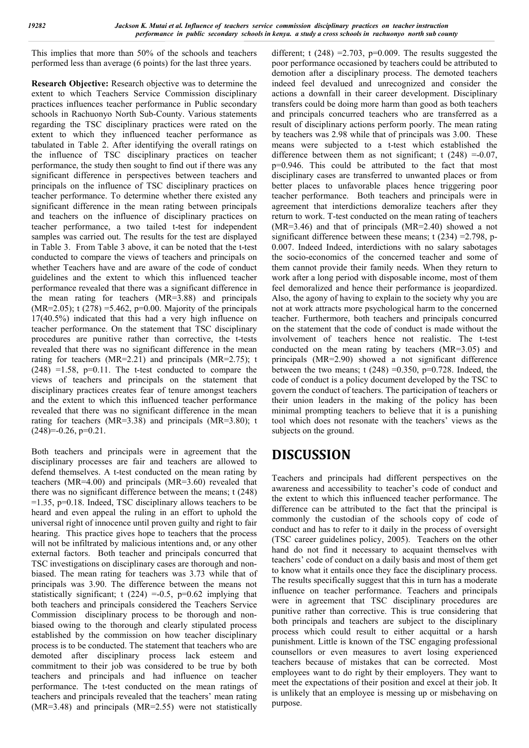This implies that more than 50% of the schools and teachers performed less than average (6 points) for the last three years.

**Research Objective:** Research objective was to determine the extent to which Teachers Service Commission disciplinary practices influences teacher performance in Public secondary schools in Rachuonyo North Sub-County. Various statements regarding the TSC disciplinary practices were rated on the extent to which they influenced teacher performance as tabulated in Table 2. After identifying the overall ratings on the influence of TSC disciplinary practices on teacher performance, the study then sought to find out if there was any significant difference in perspectives between teachers and principals on the influence of TSC disciplinary practices on teacher performance. To determine whether there existed any significant difference in the mean rating between principals and teachers on the influence of disciplinary practices on teacher performance, a two tailed t-test for independent samples was carried out. The results for the test are displayed in Table 3. From Table 3 above, it can be noted that the t-test conducted to compare the views of teachers and principals on whether Teachers have and are aware of the code of conduct guidelines and the extent to which this influenced teacher performance revealed that there was a significant difference in the mean rating for teachers (MR=3.88) and principals (MR=2.05); t (278) =5.462, p=0.00. Majority of the principals 17(40.5%) indicated that this had a very high influence on teacher performance. On the statement that TSC disciplinary procedures are punitive rather than corrective, the t-tests revealed that there was no significant difference in the mean rating for teachers (MR=2.21) and principals (MR=2.75); t (248) =1.58, p=0.11. The t-test conducted to compare the views of teachers and principals on the statement that disciplinary practices creates fear of tenure amongst teachers and the extent to which this influenced teacher performance revealed that there was no significant difference in the mean rating for teachers (MR=3.38) and principals (MR=3.80); t (248)=-0.26, p=0.21.

Both teachers and principals were in agreement that the disciplinary processes are fair and teachers are allowed to defend themselves. A t-test conducted on the mean rating by teachers (MR=4.00) and principals (MR=3.60) revealed that there was no significant difference between the means; t (248) =1.35, p=0.18. Indeed, TSC disciplinary allows teachers to be heard and even appeal the ruling in an effort to uphold the universal right of innocence until proven guilty and right to fair hearing. This practice gives hope to teachers that the process will not be infiltrated by malicious intentions and, or any other external factors. Both teacher and principals concurred that TSC investigations on disciplinary cases are thorough and non-biased. The mean rating for teachers was 3.73 while that of principals was 3.90. The difference between the means not statistically significant; t (224) =-0.5, p=0.62 implying that both teachers and principals considered the Teachers Service Commission disciplinary process to be thorough and non-biased owing to the thorough and clearly stipulated process established by the commission on how teacher disciplinary process is to be conducted. The statement that teachers who are demoted after disciplinary process lack esteem and commitment to their job was considered to be true by both teachers and principals and had influence on teacher performance. The t-test conducted on the mean ratings of teachers and principals revealed that the teachers' mean rating (MR=3.48) and principals (MR=2.55) were not statistically different; t (248) =2.703, p=0.009. The results suggested the poor performance occasioned by teachers could be attributed to demotion after a disciplinary process. The demoted teachers indeed feel devalued and unrecognized and consider the actions a downfall in their career development. Disciplinary transfers could be doing more harm than good as both teachers and principals concurred teachers who are transferred as a result of disciplinary actions perform poorly. The mean rating by teachers was 2.98 while that of principals was 3.00. These means were subjected to a t-test which established the difference between them as not significant; t (248) =-0.07, p=0.946. This could be attributed to the fact that most disciplinary cases are transferred to unwanted places or from better places to unfavorable places hence triggering poor teacher performance. Both teachers and principals were in agreement that interdictions demoralize teachers after they return to work. T-test conducted on the mean rating of teachers (MR=3.46) and that of principals (MR=2.40) showed a not significant difference between these means; t (234) =2.798, p-0.007. Indeed Indeed, interdictions with no salary sabotages the socio-economics of the concerned teacher and some of them cannot provide their family needs. When they return to work after a long period with disposable income, most of them feel demoralized and hence their performance is jeopardized. Also, the agony of having to explain to the society why you are not at work attracts more psychological harm to the concerned teacher. Furthermore, both teachers and principals concurred on the statement that the code of conduct is made without the involvement of teachers hence not realistic. The t-test conducted on the mean rating by teachers (MR=3.05) and principals (MR=2.90) showed a not significant difference between the two means; t (248) =0.350, p=0.728. Indeed, the code of conduct is a policy document developed by the TSC to govern the conduct of teachers. The participation of teachers or their union leaders in the making of the policy has been minimal prompting teachers to believe that it is a punishing tool which does not resonate with the teachers' views as the subjects on the ground.

# DISCUSSION

Teachers and principals had different perspectives on the awareness and accessibility to teacher's code of conduct and the extent to which this influenced teacher performance. The difference can be attributed to the fact that the principal is commonly the custodian of the schools copy of code of conduct and has to refer to it daily in the process of oversight (TSC career guidelines policy, 2005). Teachers on the other hand do not find it necessary to acquaint themselves with teachers' code of conduct on a daily basis and most of them get to know what it entails once they face the disciplinary process. The results specifically suggest that this in turn has a moderate influence on teacher performance. Teachers and principals were in agreement that TSC disciplinary procedures are punitive rather than corrective. This is true considering that both principals and teachers are subject to the disciplinary process which could result to either acquittal or a harsh punishment. Little is known of the TSC engaging professional counsellors or even measures to avert losing experienced teachers because of mistakes that can be corrected. Most employees want to do right by their employers. They want to meet the expectations of their position and excel at their job. It is unlikely that an employee is messing up or misbehaving on purpose.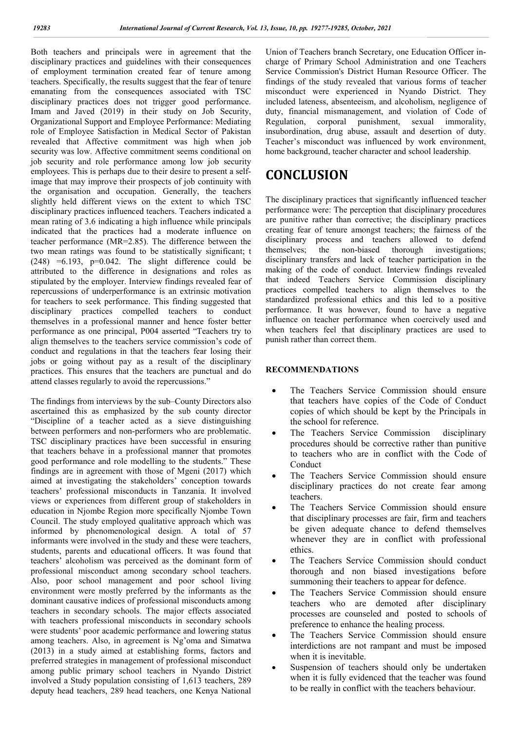Both teachers and principals were in agreement that the disciplinary practices and guidelines with their consequences of employment termination created fear of tenure among teachers. Specifically, the results suggest that the fear of tenure emanating from the consequences associated with TSC disciplinary practices does not trigger good performance. Imam and Javed (2019) in their study on Job Security, Organizational Support and Employee Performance: Mediating role of Employee Satisfaction in Medical Sector of Pakistan revealed that Affective commitment was high when job security was low. Affective commitment seems conditional on job security and role performance among low job security employees. This is perhaps due to their desire to present a self-image that may improve their prospects of job continuity with the organisation and occupation. Generally, the teachers slightly held different views on the extent to which TSC disciplinary practices influenced teachers. Teachers indicated a mean rating of 3.6 indicating a high influence while principals indicated that the practices had a moderate influence on teacher performance (MR=2.85). The difference between the two mean ratings was found to be statistically significant; t (248) =6.193, p=0.042. The slight difference could be attributed to the difference in designations and roles as stipulated by the employer. Interview findings revealed fear of repercussions of underperformance is an extrinsic motivation for teachers to seek performance. This finding suggested that disciplinary practices compelled teachers to conduct themselves in a professional manner and hence foster better performance as one principal, P004 asserted "Teachers try to align themselves to the teachers service commission's code of conduct and regulations in that the teachers fear losing their jobs or going without pay as a result of the disciplinary practices. This ensures that the teachers are punctual and do attend classes regularly to avoid the repercussions."

The findings from interviews by the sub–County Directors also ascertained this as emphasized by the sub county director "Discipline of a teacher acted as a sieve distinguishing between performers and non-performers who are problematic. TSC disciplinary practices have been successful in ensuring that teachers behave in a professional manner that promotes good performance and role modelling to the students." These findings are in agreement with those of Mgeni (2017) which aimed at investigating the stakeholders' conception towards teachers' professional misconducts in Tanzania. It involved views or experiences from different group of stakeholders in education in Njombe Region more specifically Njombe Town Council. The study employed qualitative approach which was informed by phenomenological design. A total of 57 informants were involved in the study and these were teachers, students, parents and educational officers. It was found that teachers' alcoholism was perceived as the dominant form of professional misconduct among secondary school teachers. Also, poor school management and poor school living environment were mostly preferred by the informants as the dominant causative indices of professional misconducts among teachers in secondary schools. The major effects associated with teachers professional misconducts in secondary schools were students' poor academic performance and lowering status among teachers. Also, in agreement is Ng'oma and Simatwa (2013) in a study aimed at establishing forms, factors and preferred strategies in management of professional misconduct among public primary school teachers in Nyando District involved a Study population consisting of 1,613 teachers, 289 deputy head teachers, 289 head teachers, one Kenya National Union of Teachers branch Secretary, one Education Officer in-charge of Primary School Administration and one Teachers Service Commission's District Human Resource Officer. The findings of the study revealed that various forms of teacher misconduct were experienced in Nyando District. They included lateness, absenteeism, and alcoholism, negligence of duty, financial mismanagement, and violation of Code of Regulation, corporal punishment, sexual immorality, insubordination, drug abuse, assault and desertion of duty. Teacher's misconduct was influenced by work environment, home background, teacher character and school leadership.

# CONCLUSION

The disciplinary practices that significantly influenced teacher performance were: The perception that disciplinary procedures are punitive rather than corrective; the disciplinary practices creating fear of tenure amongst teachers; the fairness of the disciplinary process and teachers allowed to defend themselves; the non-biased thorough investigations; disciplinary transfers and lack of teacher participation in the making of the code of conduct. Interview findings revealed that indeed Teachers Service Commission disciplinary practices compelled teachers to align themselves to the standardized professional ethics and this led to a positive performance. It was however, found to have a negative influence on teacher performance when coercively used and when teachers feel that disciplinary practices are used to punish rather than correct them.

## RECOMMENDATIONS

- The Teachers Service Commission should ensure that teachers have copies of the Code of Conduct copies of which should be kept by the Principals in the school for reference.
- The Teachers Service Commission disciplinary procedures should be corrective rather than punitive to teachers who are in conflict with the Code of Conduct
- The Teachers Service Commission should ensure disciplinary practices do not create fear among teachers.
- The Teachers Service Commission should ensure that disciplinary processes are fair, firm and teachers be given adequate chance to defend themselves whenever they are in conflict with professional ethics.
- The Teachers Service Commission should conduct thorough and non biased investigations before summoning their teachers to appear for defence.
- The Teachers Service Commission should ensure teachers who are demoted after disciplinary processes are counseled and posted to schools of preference to enhance the healing process.
- The Teachers Service Commission should ensure interdictions are not rampant and must be imposed when it is inevitable.
- Suspension of teachers should only be undertaken when it is fully evidenced that the teacher was found to be really in conflict with the teachers behaviour.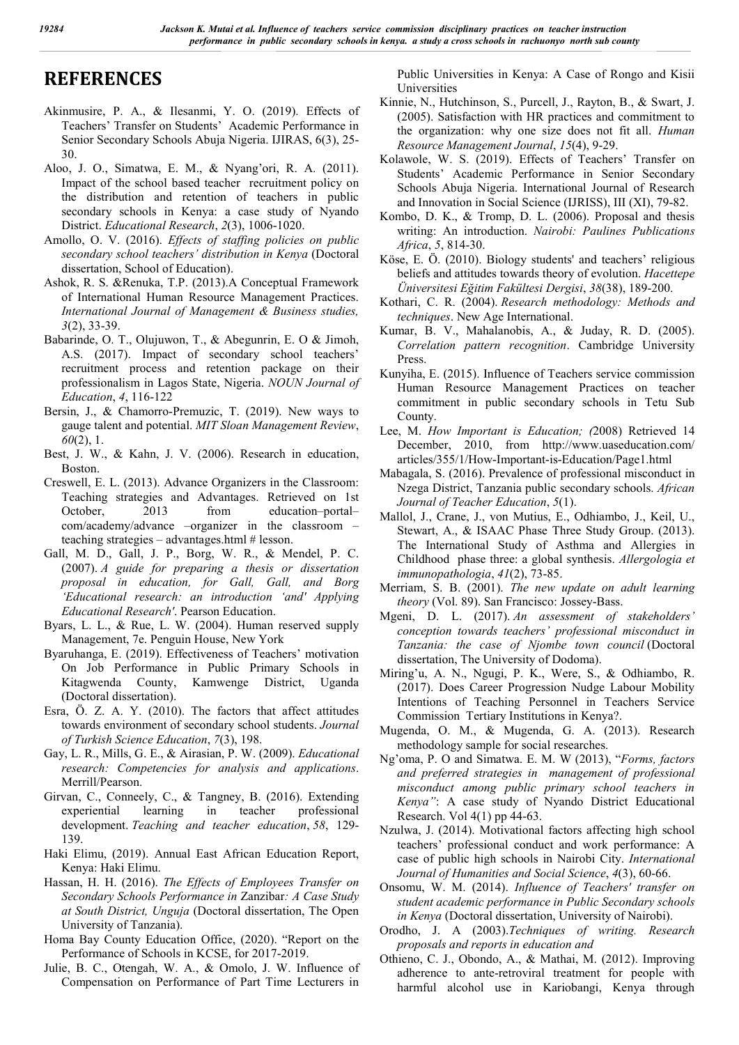# REFERENCES

Akinmusire, P. A., & Ilesanmi, Y. O. (2019). Effects of Teachers' Transfer on Students' Academic Performance in Senior Secondary Schools Abuja Nigeria. IJIRAS, 6(3), 25-30.

Aloo, J. O., Simatwa, E. M., & Nyang'ori, R. A. (2011). Impact of the school based teacher recruitment policy on the distribution and retention of teachers in public secondary schools in Kenya: a case study of Nyando District. *Educational Research*, *2*(3), 1006-1020.

Amollo, O. V. (2016). *Effects of staffing policies on public secondary school teachers' distribution in Kenya* (Doctoral dissertation, School of Education).

Ashok, R. S. &Renuka, T.P. (2013).A Conceptual Framework of International Human Resource Management Practices. *International Journal of Management & Business studies, 3*(2), 33-39.

Babarinde, O. T., Olujuwon, T., & Abegunrin, E. O & Jimoh, A.S. (2017). Impact of secondary school teachers' recruitment process and retention package on their professionalism in Lagos State, Nigeria. *NOUN Journal of Education*, *4*, 116-122

Bersin, J., & Chamorro-Premuzic, T. (2019). New ways to gauge talent and potential. *MIT Sloan Management Review*, *60*(2), 1.

Best, J. W., & Kahn, J. V. (2006). Research in education, Boston.

Creswell, E. L. (2013). Advance Organizers in the Classroom: Teaching strategies and Advantages. Retrieved on 1st October, 2013 from education–portal–com/academy/advance –organizer in the classroom – teaching strategies – advantages.html # lesson.

Gall, M. D., Gall, J. P., Borg, W. R., & Mendel, P. C. (2007). *A guide for preparing a thesis or dissertation proposal in education, for Gall, Gall, and Borg 'Educational research: an introduction 'and' Applying Educational Research'*. Pearson Education.

Byars, L. L., & Rue, L. W. (2004). Human reserved supply Management, 7e. Penguin House, New York

Byaruhanga, E. (2019). Effectiveness of Teachers' motivation On Job Performance in Public Primary Schools in Kitagwenda County, Kamwenge District, Uganda (Doctoral dissertation).

Esra, Ö. Z. A. Y. (2010). The factors that affect attitudes towards environment of secondary school students. *Journal of Turkish Science Education*, *7*(3), 198.

Gay, L. R., Mills, G. E., & Airasian, P. W. (2009). *Educational research: Competencies for analysis and applications*. Merrill/Pearson.

Girvan, C., Conneely, C., & Tangney, B. (2016). Extending experiential learning in teacher professional development. *Teaching and teacher education*, *58*, 129-139.

Haki Elimu, (2019). Annual East African Education Report, Kenya: Haki Elimu.

Hassan, H. H. (2016). *The Effects of Employees Transfer on Secondary Schools Performance in* Zanzibar*: A Case Study at South District, Unguja* (Doctoral dissertation, The Open University of Tanzania).

Homa Bay County Education Office, (2020). "Report on the Performance of Schools in KCSE, for 2017-2019.

Julie, B. C., Otengah, W. A., & Omolo, J. W. Influence of Compensation on Performance of Part Time Lecturers in Public Universities in Kenya: A Case of Rongo and Kisii Universities

Kinnie, N., Hutchinson, S., Purcell, J., Rayton, B., & Swart, J. (2005). Satisfaction with HR practices and commitment to the organization: why one size does not fit all. *Human Resource Management Journal*, *15*(4), 9-29.

Kolawole, W. S. (2019). Effects of Teachers' Transfer on Students' Academic Performance in Senior Secondary Schools Abuja Nigeria. International Journal of Research and Innovation in Social Science (IJRISS), III (XI), 79-82.

Kombo, D. K., & Tromp, D. L. (2006). Proposal and thesis writing: An introduction. *Nairobi: Paulines Publications Africa*, *5*, 814-30.

Köse, E. Ö. (2010). Biology students' and teachers' religious beliefs and attitudes towards theory of evolution. *Hacettepe Üniversitesi Eğitim Fakültesi Dergisi*, *38*(38), 189-200.

Kothari, C. R. (2004). *Research methodology: Methods and techniques*. New Age International.

Kumar, B. V., Mahalanobis, A., & Juday, R. D. (2005). *Correlation pattern recognition*. Cambridge University Press.

Kunyiha, E. (2015). Influence of Teachers service commission Human Resource Management Practices on teacher commitment in public secondary schools in Tetu Sub County.

Lee, M. *How Important is Education; (*2008) Retrieved 14 December, 2010, from http://www.uaseducation.com/ articles/355/1/How-Important-is-Education/Page1.html

Mabagala, S. (2016). Prevalence of professional misconduct in Nzega District, Tanzania public secondary schools. *African Journal of Teacher Education*, *5*(1).

Mallol, J., Crane, J., von Mutius, E., Odhiambo, J., Keil, U., Stewart, A., & ISAAC Phase Three Study Group. (2013). The International Study of Asthma and Allergies in Childhood phase three: a global synthesis. *Allergologia et immunopathologia*, *41*(2), 73-85.

Merriam, S. B. (2001). *The new update on adult learning theory* (Vol. 89). San Francisco: Jossey-Bass.

Mgeni, D. L. (2017). *An assessment of stakeholders' conception towards teachers' professional misconduct in Tanzania: the case of Njombe town council* (Doctoral dissertation, The University of Dodoma).

Miring'u, A. N., Ngugi, P. K., Were, S., & Odhiambo, R. (2017). Does Career Progression Nudge Labour Mobility Intentions of Teaching Personnel in Teachers Service Commission Tertiary Institutions in Kenya?.

Mugenda, O. M., & Mugenda, G. A. (2013). Research methodology sample for social researches.

Ng'oma, P. O and Simatwa. E. M. W (2013), "*Forms, factors and preferred strategies in management of professional misconduct among public primary school teachers in Kenya"*: A case study of Nyando District Educational Research. Vol 4(1) pp 44-63.

Nzulwa, J. (2014). Motivational factors affecting high school teachers' professional conduct and work performance: A case of public high schools in Nairobi City. *International Journal of Humanities and Social Science*, *4*(3), 60-66.

Onsomu, W. M. (2014). *Influence of Teachers' transfer on student academic performance in Public Secondary schools in Kenya* (Doctoral dissertation, University of Nairobi).

Orodho, J. A (2003).*Techniques of writing. Research proposals and reports in education and*

Othieno, C. J., Obondo, A., & Mathai, M. (2012). Improving adherence to ante-retroviral treatment for people with harmful alcohol use in Kariobangi, Kenya through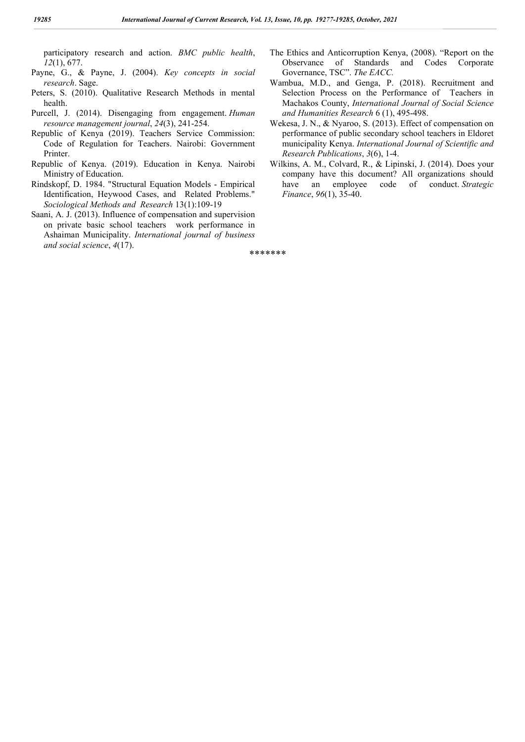participatory research and action. *BMC public health*, *12*(1), 677.

Payne, G., & Payne, J. (2004). *Key concepts in social research*. Sage.

Peters, S. (2010). Qualitative Research Methods in mental health.

Purcell, J. (2014). Disengaging from engagement. *Human resource management journal*, *24*(3), 241-254.

Republic of Kenya (2019). Teachers Service Commission: Code of Regulation for Teachers. Nairobi: Government Printer.

Republic of Kenya. (2019). Education in Kenya. Nairobi Ministry of Education.

Rindskopf, D. 1984. "Structural Equation Models - Empirical Identification, Heywood Cases, and Related Problems." *Sociological Methods and Research* 13(1):109-19

Saani, A. J. (2013). Influence of compensation and supervision on private basic school teachers work performance in Ashaiman Municipality. *International journal of business and social science*, *4*(17).

The Ethics and Anticorruption Kenya, (2008). "Report on the Observance of Standards and Codes Corporate Governance, TSC". *The EACC.*

Wambua, M.D., and Genga, P. (2018). Recruitment and Selection Process on the Performance of Teachers in Machakos County, *International Journal of Social Science and Humanities Research* 6 (1), 495-498.

Wekesa, J. N., & Nyaroo, S. (2013). Effect of compensation on performance of public secondary school teachers in Eldoret municipality Kenya. *International Journal of Scientific and Research Publications*, *3*(6), 1-4.

Wilkins, A. M., Colvard, R., & Lipinski, J. (2014). Does your company have this document? All organizations should have an employee code of conduct. *Strategic Finance*, *96*(1), 35-40.

\*\*\*\*\*\*\*